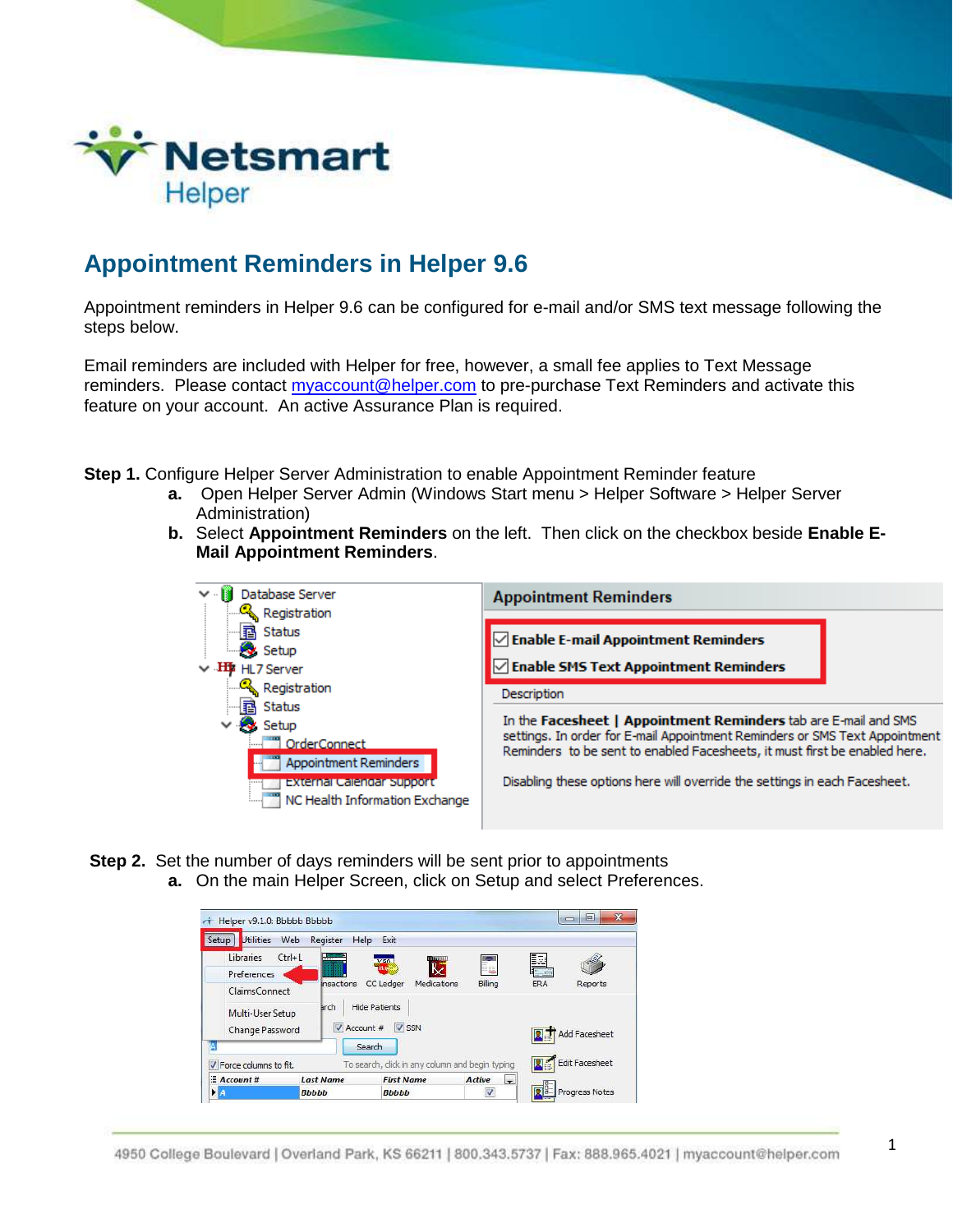# Appointment Reminders in Helper 9.6

Appointment reminders in Helper 9.6 can be configured for e-mail and/or SMS text message following the steps below.

Email reminders are included with Helper for free, however, a small fee applies to Text Message reminders. Please contact myaccount@helper.com to pre-purchase Text Reminders and activate this feature on your account. An active Assurance Plan is required.

**Step 1.** Configure Helper Server Administration to enable Appointment Reminder feature

- **a.** Open Helper Server Admin (Windows Start menu > Helper Software > Helper Server Administration)
- **b.** Select **Appointment Reminders** on the left. Then click on the checkbox beside **Enable E-Mail Appointment Reminders**.

**Step 2.** Set the number of days reminders will be sent prior to appointments

- **a.** On the main Helper Screen, click on Setup and select Preferences.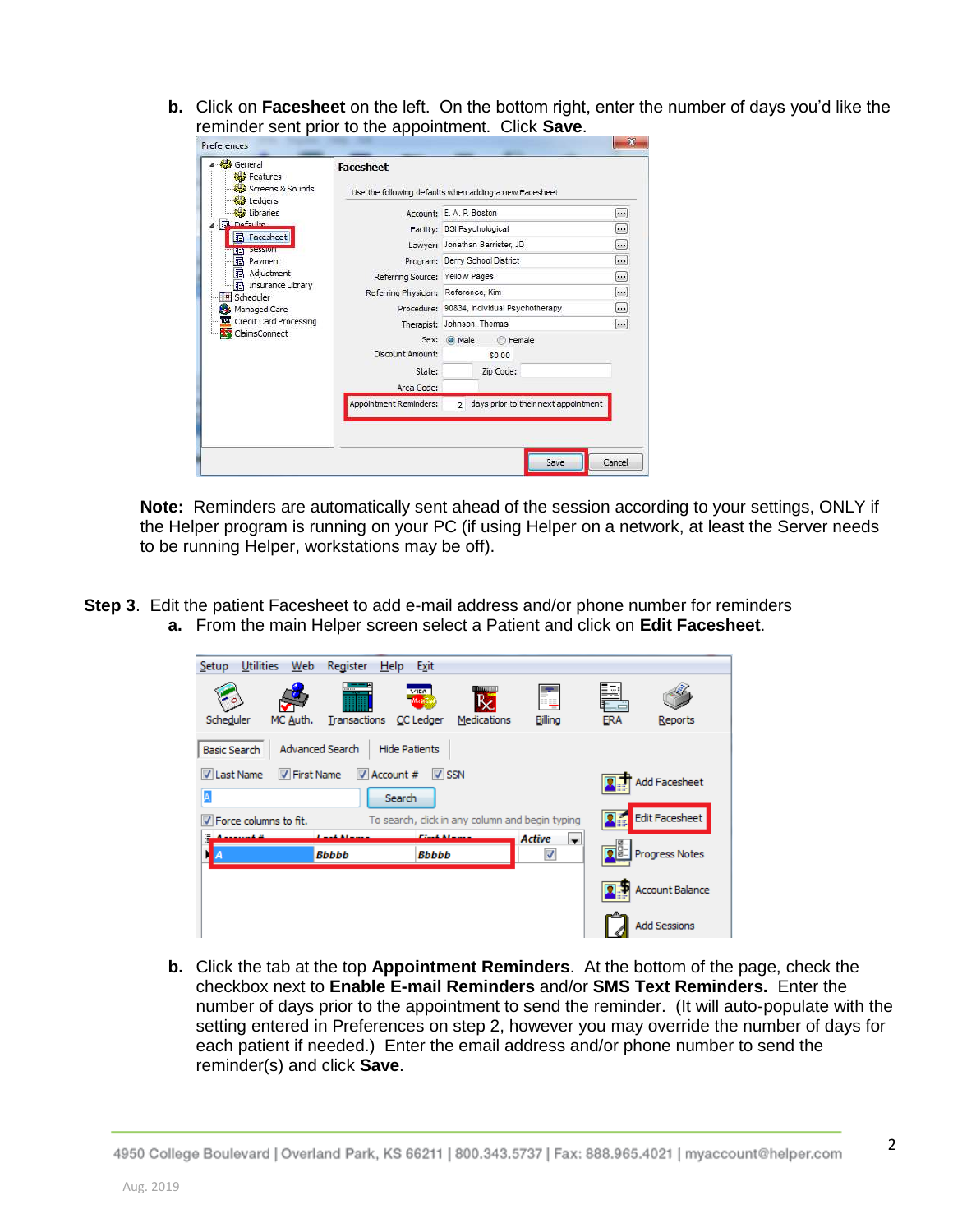**b.** Click on **Facesheet** on the left. On the bottom right, enter the number of days you'd like the reminder sent prior to the appointment. Click **Save**.

**Note:** Reminders are automatically sent ahead of the session according to your settings, ONLY if the Helper program is running on your PC (if using Helper on a network, at least the Server needs to be running Helper, workstations may be off).

**Step 3**. Edit the patient Facesheet to add e-mail address and/or phone number for reminders

**a.** From the main Helper screen select a Patient and click on **Edit Facesheet**.

**b.** Click the tab at the top **Appointment Reminders**. At the bottom of the page, check the checkbox next to **Enable E-mail Reminders** and/or **SMS Text Reminders.** Enter the number of days prior to the appointment to send the reminder. (It will auto-populate with the setting entered in Preferences on step 2, however you may override the number of days for each patient if needed.) Enter the email address and/or phone number to send the reminder(s) and click **Save**.

4950 College Boulevard | Overland Park, KS 66211 | 800.343.5737 | Fax: 888.965.4021 | myaccount@helper.com

Aug. 2019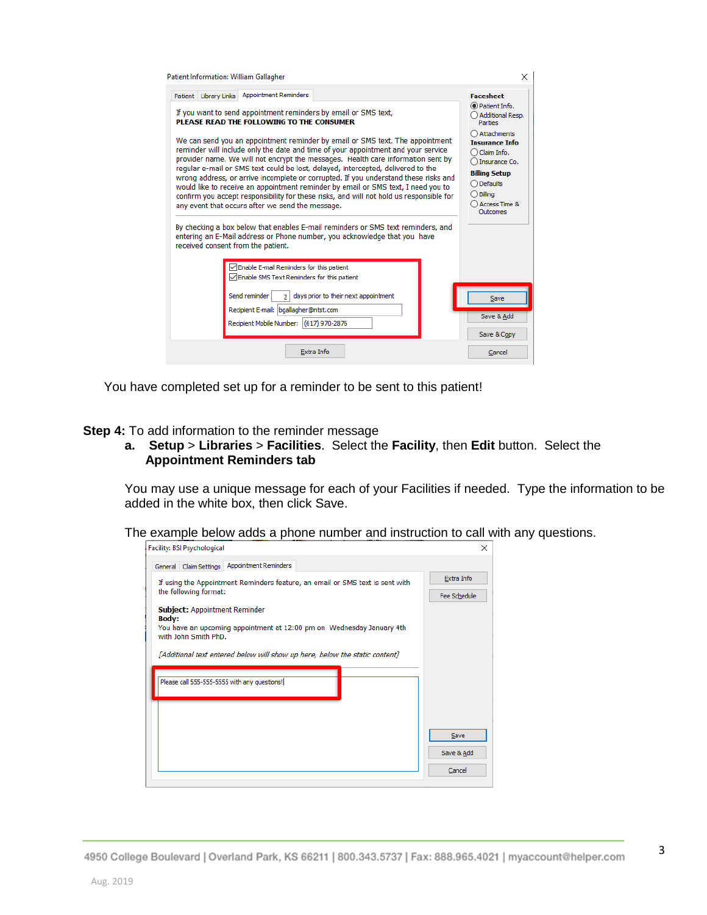Patient Information: William Gallagher

Patient | Library Links | Appointment Reminders

If you want to send appointment reminders by email or SMS text,
**PLEASE READ THE FOLLOWING TO THE CONSUMER**

We can send you an appointment reminder by email or SMS text. The appointment reminder will include only the date and time of your appointment and your service provider name. We will not encrypt the messages. Health care information sent by regular e-mail or SMS text could be lost, delayed, intercepted, delivered to the wrong address, or arrive incomplete or corrupted. If you understand these risks and would like to receive an appointment reminder by email or SMS text, I need you to confirm you accept responsibility for these risks, and will not hold us responsible for any event that occurs after we send the message.

By checking a box below that enables E-mail reminders or SMS text reminders, and entering an E-Mail address or Phone number, you acknowledge that you have received consent from the patient.

- [x] Enable E-mail Reminders for this patient
- [x] Enable SMS Text Reminders for this patient

Send reminder 2 days prior to their next appointment
Recipient E-mail: bgallagher@ntst.com
Recipient Mobile Number: (617) 970-2875

Extra Info

**Facesheet**: Patient Info. | Additional Resp. Parties | Attachments
**Insurance Info**: Claim Info. | Insurance Co.
**Billing Setup**: Defaults | Billing | Access Time & Outcomes

Save | Save & Add | Save & Copy | Cancel

You have completed set up for a reminder to be sent to this patient!

**Step 4:** To add information to the reminder message

a. **Setup** > **Libraries** > **Facilities**. Select the **Facility**, then **Edit** button. Select the **Appointment Reminders tab**

You may use a unique message for each of your Facilities if needed. Type the information to be added in the white box, then click Save.

The example below adds a phone number and instruction to call with any questions.

Facility: BSI Psychological

General | Claim Settings | Appointment Reminders

If using the Appointment Reminders feature, an email or SMS text is sent with the following format:

**Subject:** Appointment Reminder
**Body:**
You have an upcoming appointment at 12:00 pm on Wednesday January 4th with John Smith PhD.

*[Additional text entered below will show up here, below the static content]*

Please call 555-555-5555 with any questions!

Extra Info | Fee Schedule | Save | Save & Add | Cancel

Aug. 2019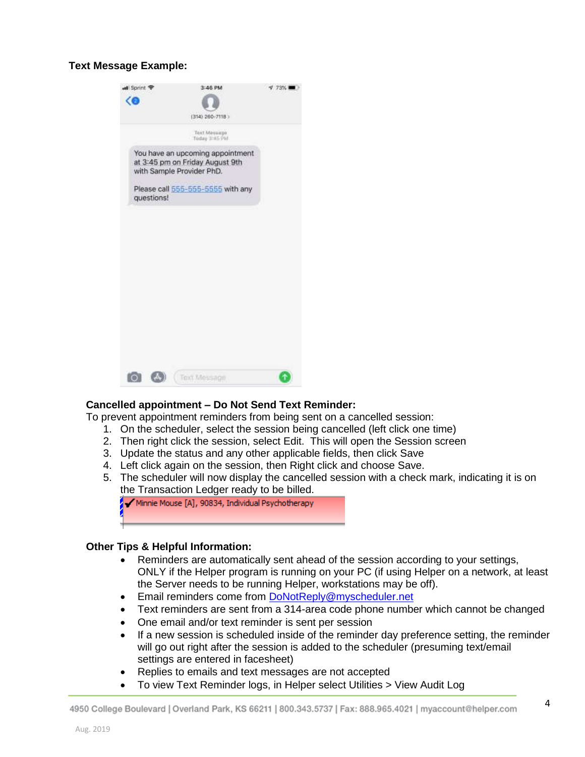**Text Message Example:**

**Cancelled appointment – Do Not Send Text Reminder:**

To prevent appointment reminders from being sent on a cancelled session:

1. On the scheduler, select the session being cancelled (left click one time)
2. Then right click the session, select Edit. This will open the Session screen
3. Update the status and any other applicable fields, then click Save
4. Left click again on the session, then Right click and choose Save.
5. The scheduler will now display the cancelled session with a check mark, indicating it is on the Transaction Ledger ready to be billed.

**Other Tips & Helpful Information:**

- Reminders are automatically sent ahead of the session according to your settings, ONLY if the Helper program is running on your PC (if using Helper on a network, at least the Server needs to be running Helper, workstations may be off).
- Email reminders come from DoNotReply@myscheduler.net
- Text reminders are sent from a 314-area code phone number which cannot be changed
- One email and/or text reminder is sent per session
- If a new session is scheduled inside of the reminder day preference setting, the reminder will go out right after the session is added to the scheduler (presuming text/email settings are entered in facesheet)
- Replies to emails and text messages are not accepted
- To view Text Reminder logs, in Helper select Utilities > View Audit Log